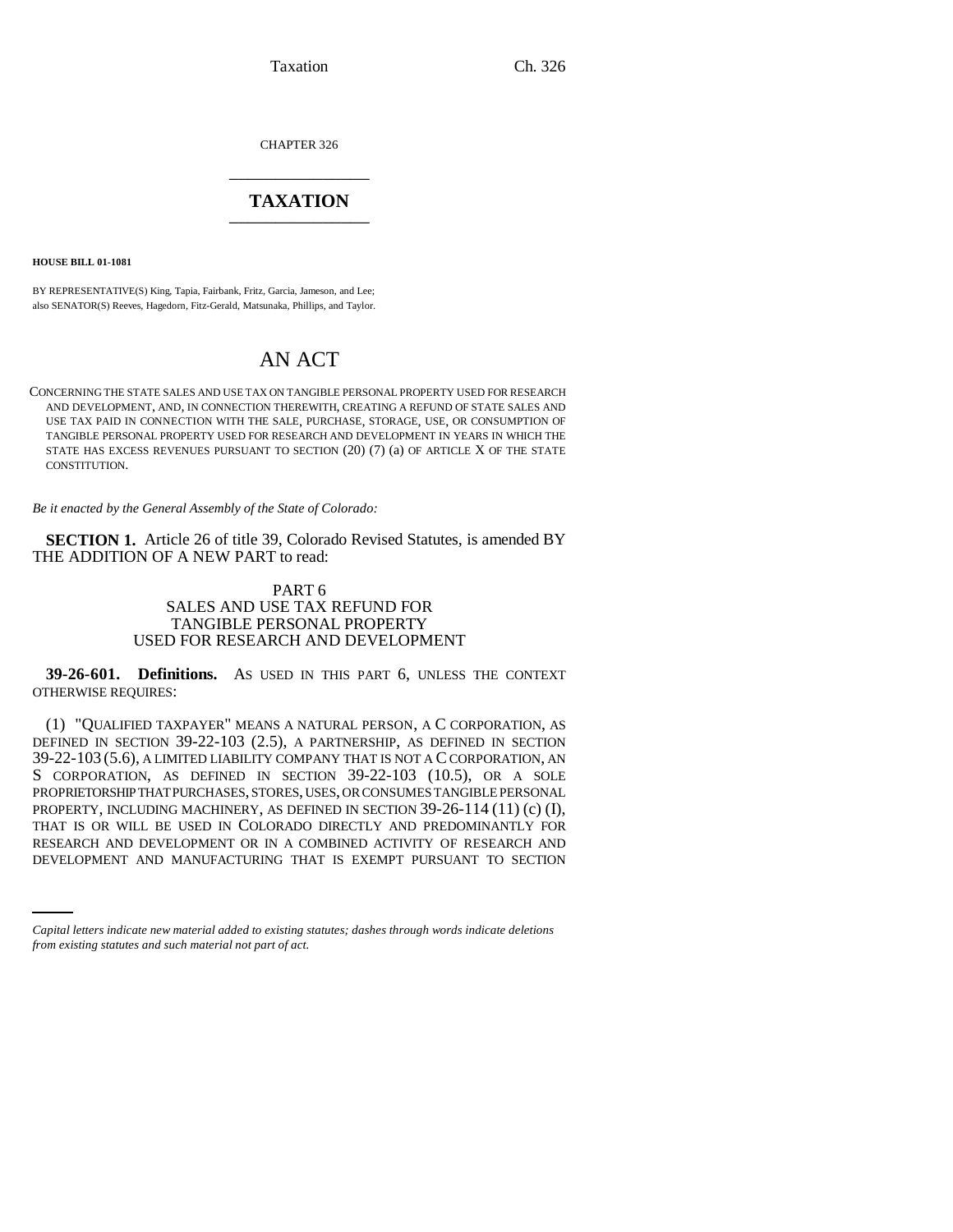CHAPTER 326

# TAXATION

**HOUSE BILL 01-1081**

BY REPRESENTATIVE(S) King, Tapia, Fairbank, Fritz, Garcia, Jameson, and Lee;
also SENATOR(S) Reeves, Hagedorn, Fitz-Gerald, Matsunaka, Phillips, and Taylor.

## AN ACT

CONCERNING THE STATE SALES AND USE TAX ON TANGIBLE PERSONAL PROPERTY USED FOR RESEARCH AND DEVELOPMENT, AND, IN CONNECTION THEREWITH, CREATING A REFUND OF STATE SALES AND USE TAX PAID IN CONNECTION WITH THE SALE, PURCHASE, STORAGE, USE, OR CONSUMPTION OF TANGIBLE PERSONAL PROPERTY USED FOR RESEARCH AND DEVELOPMENT IN YEARS IN WHICH THE STATE HAS EXCESS REVENUES PURSUANT TO SECTION (20) (7) (a) OF ARTICLE X OF THE STATE CONSTITUTION.

*Be it enacted by the General Assembly of the State of Colorado:*

**SECTION 1.** Article 26 of title 39, Colorado Revised Statutes, is amended BY THE ADDITION OF A NEW PART to read:

PART 6
SALES AND USE TAX REFUND FOR
TANGIBLE PERSONAL PROPERTY
USED FOR RESEARCH AND DEVELOPMENT

**39-26-601. Definitions.** AS USED IN THIS PART 6, UNLESS THE CONTEXT OTHERWISE REQUIRES:

(1) "QUALIFIED TAXPAYER" MEANS A NATURAL PERSON, A C CORPORATION, AS DEFINED IN SECTION 39-22-103 (2.5), A PARTNERSHIP, AS DEFINED IN SECTION 39-22-103 (5.6), A LIMITED LIABILITY COMPANY THAT IS NOT A C CORPORATION, AN S CORPORATION, AS DEFINED IN SECTION 39-22-103 (10.5), OR A SOLE PROPRIETORSHIP THAT PURCHASES, STORES, USES, OR CONSUMES TANGIBLE PERSONAL PROPERTY, INCLUDING MACHINERY, AS DEFINED IN SECTION 39-26-114 (11) (c) (I), THAT IS OR WILL BE USED IN COLORADO DIRECTLY AND PREDOMINANTLY FOR RESEARCH AND DEVELOPMENT OR IN A COMBINED ACTIVITY OF RESEARCH AND DEVELOPMENT AND MANUFACTURING THAT IS EXEMPT PURSUANT TO SECTION

*Capital letters indicate new material added to existing statutes; dashes through words indicate deletions from existing statutes and such material not part of act.*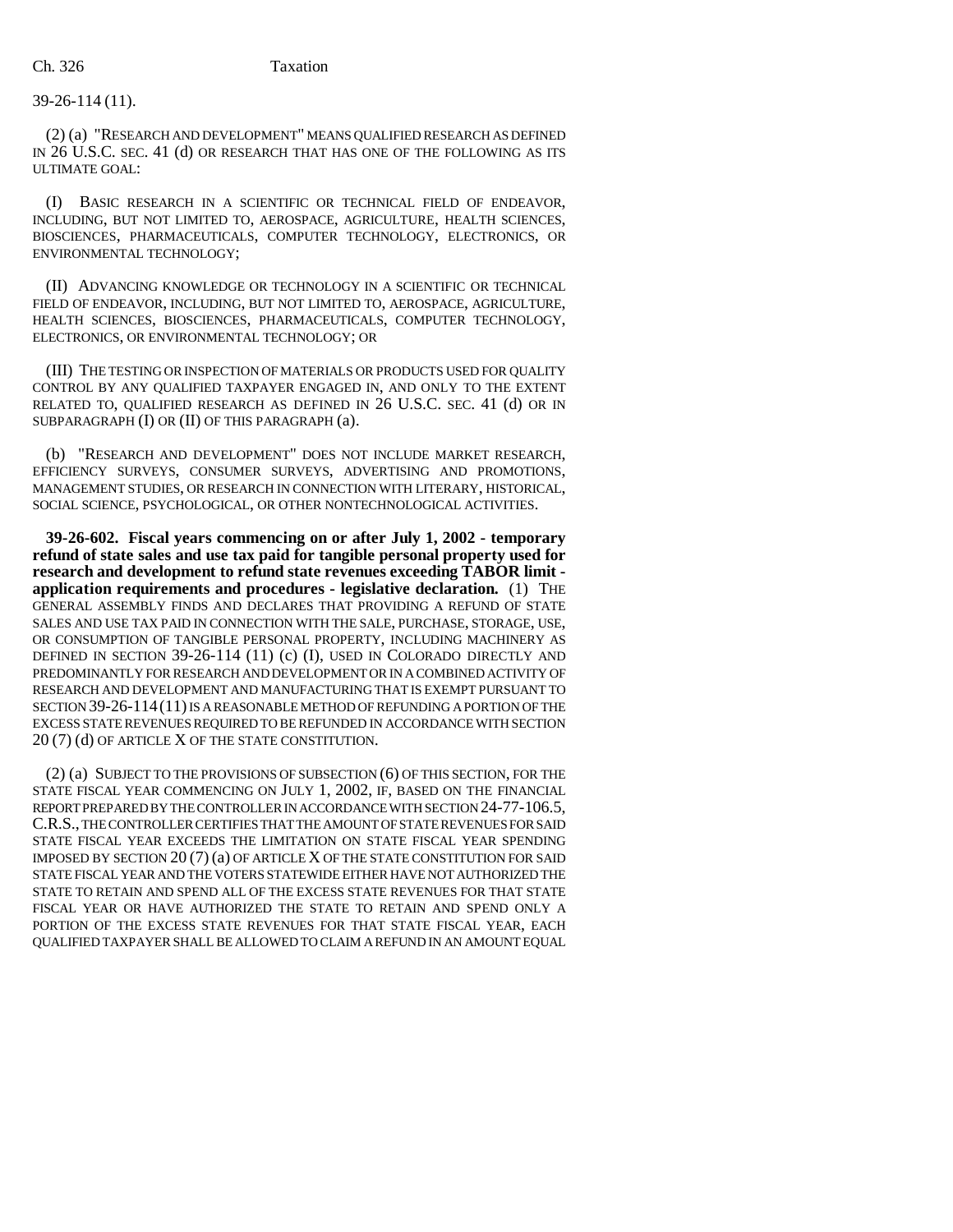39-26-114 (11).

(2) (a) "RESEARCH AND DEVELOPMENT" MEANS QUALIFIED RESEARCH AS DEFINED IN 26 U.S.C. SEC. 41 (d) OR RESEARCH THAT HAS ONE OF THE FOLLOWING AS ITS ULTIMATE GOAL:

(I) BASIC RESEARCH IN A SCIENTIFIC OR TECHNICAL FIELD OF ENDEAVOR, INCLUDING, BUT NOT LIMITED TO, AEROSPACE, AGRICULTURE, HEALTH SCIENCES, BIOSCIENCES, PHARMACEUTICALS, COMPUTER TECHNOLOGY, ELECTRONICS, OR ENVIRONMENTAL TECHNOLOGY;

(II) ADVANCING KNOWLEDGE OR TECHNOLOGY IN A SCIENTIFIC OR TECHNICAL FIELD OF ENDEAVOR, INCLUDING, BUT NOT LIMITED TO, AEROSPACE, AGRICULTURE, HEALTH SCIENCES, BIOSCIENCES, PHARMACEUTICALS, COMPUTER TECHNOLOGY, ELECTRONICS, OR ENVIRONMENTAL TECHNOLOGY; OR

(III) THE TESTING OR INSPECTION OF MATERIALS OR PRODUCTS USED FOR QUALITY CONTROL BY ANY QUALIFIED TAXPAYER ENGAGED IN, AND ONLY TO THE EXTENT RELATED TO, QUALIFIED RESEARCH AS DEFINED IN 26 U.S.C. SEC. 41 (d) OR IN SUBPARAGRAPH (I) OR (II) OF THIS PARAGRAPH (a).

(b) "RESEARCH AND DEVELOPMENT" DOES NOT INCLUDE MARKET RESEARCH, EFFICIENCY SURVEYS, CONSUMER SURVEYS, ADVERTISING AND PROMOTIONS, MANAGEMENT STUDIES, OR RESEARCH IN CONNECTION WITH LITERARY, HISTORICAL, SOCIAL SCIENCE, PSYCHOLOGICAL, OR OTHER NONTECHNOLOGICAL ACTIVITIES.

**39-26-602. Fiscal years commencing on or after July 1, 2002 - temporary refund of state sales and use tax paid for tangible personal property used for research and development to refund state revenues exceeding TABOR limit - application requirements and procedures - legislative declaration.** (1) THE GENERAL ASSEMBLY FINDS AND DECLARES THAT PROVIDING A REFUND OF STATE SALES AND USE TAX PAID IN CONNECTION WITH THE SALE, PURCHASE, STORAGE, USE, OR CONSUMPTION OF TANGIBLE PERSONAL PROPERTY, INCLUDING MACHINERY AS DEFINED IN SECTION 39-26-114 (11) (c) (I), USED IN COLORADO DIRECTLY AND PREDOMINANTLY FOR RESEARCH AND DEVELOPMENT OR IN A COMBINED ACTIVITY OF RESEARCH AND DEVELOPMENT AND MANUFACTURING THAT IS EXEMPT PURSUANT TO SECTION 39-26-114 (11) IS A REASONABLE METHOD OF REFUNDING A PORTION OF THE EXCESS STATE REVENUES REQUIRED TO BE REFUNDED IN ACCORDANCE WITH SECTION 20 (7) (d) OF ARTICLE X OF THE STATE CONSTITUTION.

(2) (a) SUBJECT TO THE PROVISIONS OF SUBSECTION (6) OF THIS SECTION, FOR THE STATE FISCAL YEAR COMMENCING ON JULY 1, 2002, IF, BASED ON THE FINANCIAL REPORT PREPARED BY THE CONTROLLER IN ACCORDANCE WITH SECTION 24-77-106.5, C.R.S., THE CONTROLLER CERTIFIES THAT THE AMOUNT OF STATE REVENUES FOR SAID STATE FISCAL YEAR EXCEEDS THE LIMITATION ON STATE FISCAL YEAR SPENDING IMPOSED BY SECTION 20 (7) (a) OF ARTICLE X OF THE STATE CONSTITUTION FOR SAID STATE FISCAL YEAR AND THE VOTERS STATEWIDE EITHER HAVE NOT AUTHORIZED THE STATE TO RETAIN AND SPEND ALL OF THE EXCESS STATE REVENUES FOR THAT STATE FISCAL YEAR OR HAVE AUTHORIZED THE STATE TO RETAIN AND SPEND ONLY A PORTION OF THE EXCESS STATE REVENUES FOR THAT STATE FISCAL YEAR, EACH QUALIFIED TAXPAYER SHALL BE ALLOWED TO CLAIM A REFUND IN AN AMOUNT EQUAL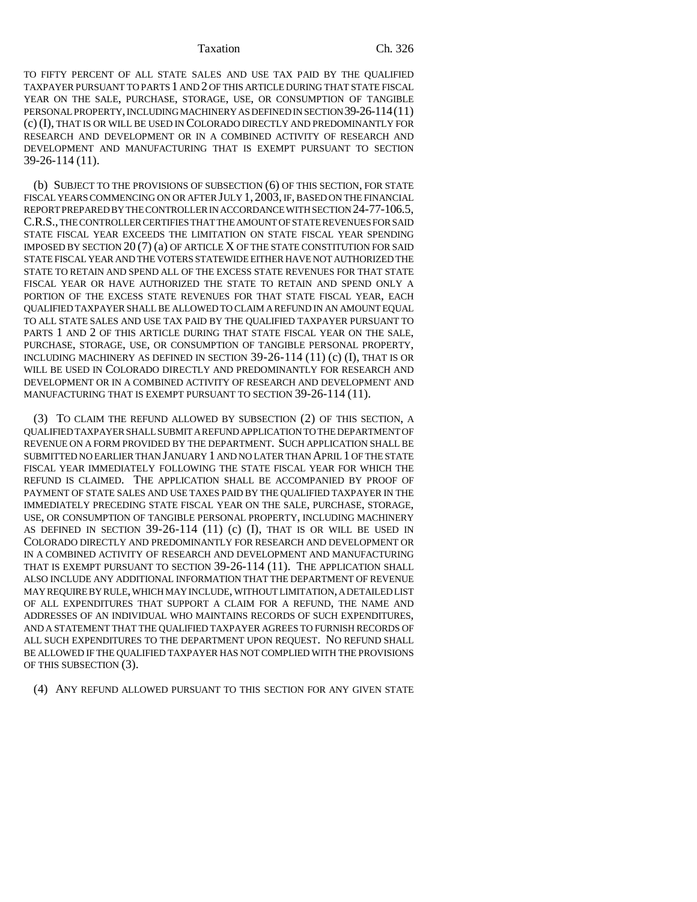TO FIFTY PERCENT OF ALL STATE SALES AND USE TAX PAID BY THE QUALIFIED TAXPAYER PURSUANT TO PARTS 1 AND 2 OF THIS ARTICLE DURING THAT STATE FISCAL YEAR ON THE SALE, PURCHASE, STORAGE, USE, OR CONSUMPTION OF TANGIBLE PERSONAL PROPERTY, INCLUDING MACHINERY AS DEFINED IN SECTION 39-26-114 (11) (c) (I), THAT IS OR WILL BE USED IN COLORADO DIRECTLY AND PREDOMINANTLY FOR RESEARCH AND DEVELOPMENT OR IN A COMBINED ACTIVITY OF RESEARCH AND DEVELOPMENT AND MANUFACTURING THAT IS EXEMPT PURSUANT TO SECTION 39-26-114 (11).

(b) SUBJECT TO THE PROVISIONS OF SUBSECTION (6) OF THIS SECTION, FOR STATE FISCAL YEARS COMMENCING ON OR AFTER JULY 1, 2003, IF, BASED ON THE FINANCIAL REPORT PREPARED BY THE CONTROLLER IN ACCORDANCE WITH SECTION 24-77-106.5, C.R.S., THE CONTROLLER CERTIFIES THAT THE AMOUNT OF STATE REVENUES FOR SAID STATE FISCAL YEAR EXCEEDS THE LIMITATION ON STATE FISCAL YEAR SPENDING IMPOSED BY SECTION 20 (7) (a) OF ARTICLE X OF THE STATE CONSTITUTION FOR SAID STATE FISCAL YEAR AND THE VOTERS STATEWIDE EITHER HAVE NOT AUTHORIZED THE STATE TO RETAIN AND SPEND ALL OF THE EXCESS STATE REVENUES FOR THAT STATE FISCAL YEAR OR HAVE AUTHORIZED THE STATE TO RETAIN AND SPEND ONLY A PORTION OF THE EXCESS STATE REVENUES FOR THAT STATE FISCAL YEAR, EACH QUALIFIED TAXPAYER SHALL BE ALLOWED TO CLAIM A REFUND IN AN AMOUNT EQUAL TO ALL STATE SALES AND USE TAX PAID BY THE QUALIFIED TAXPAYER PURSUANT TO PARTS 1 AND 2 OF THIS ARTICLE DURING THAT STATE FISCAL YEAR ON THE SALE, PURCHASE, STORAGE, USE, OR CONSUMPTION OF TANGIBLE PERSONAL PROPERTY, INCLUDING MACHINERY AS DEFINED IN SECTION 39-26-114 (11) (c) (I), THAT IS OR WILL BE USED IN COLORADO DIRECTLY AND PREDOMINANTLY FOR RESEARCH AND DEVELOPMENT OR IN A COMBINED ACTIVITY OF RESEARCH AND DEVELOPMENT AND MANUFACTURING THAT IS EXEMPT PURSUANT TO SECTION 39-26-114 (11).

(3) TO CLAIM THE REFUND ALLOWED BY SUBSECTION (2) OF THIS SECTION, A QUALIFIED TAXPAYER SHALL SUBMIT A REFUND APPLICATION TO THE DEPARTMENT OF REVENUE ON A FORM PROVIDED BY THE DEPARTMENT. SUCH APPLICATION SHALL BE SUBMITTED NO EARLIER THAN JANUARY 1 AND NO LATER THAN APRIL 1 OF THE STATE FISCAL YEAR IMMEDIATELY FOLLOWING THE STATE FISCAL YEAR FOR WHICH THE REFUND IS CLAIMED. THE APPLICATION SHALL BE ACCOMPANIED BY PROOF OF PAYMENT OF STATE SALES AND USE TAXES PAID BY THE QUALIFIED TAXPAYER IN THE IMMEDIATELY PRECEDING STATE FISCAL YEAR ON THE SALE, PURCHASE, STORAGE, USE, OR CONSUMPTION OF TANGIBLE PERSONAL PROPERTY, INCLUDING MACHINERY AS DEFINED IN SECTION 39-26-114 (11) (c) (I), THAT IS OR WILL BE USED IN COLORADO DIRECTLY AND PREDOMINANTLY FOR RESEARCH AND DEVELOPMENT OR IN A COMBINED ACTIVITY OF RESEARCH AND DEVELOPMENT AND MANUFACTURING THAT IS EXEMPT PURSUANT TO SECTION 39-26-114 (11). THE APPLICATION SHALL ALSO INCLUDE ANY ADDITIONAL INFORMATION THAT THE DEPARTMENT OF REVENUE MAY REQUIRE BY RULE, WHICH MAY INCLUDE, WITHOUT LIMITATION, A DETAILED LIST OF ALL EXPENDITURES THAT SUPPORT A CLAIM FOR A REFUND, THE NAME AND ADDRESSES OF AN INDIVIDUAL WHO MAINTAINS RECORDS OF SUCH EXPENDITURES, AND A STATEMENT THAT THE QUALIFIED TAXPAYER AGREES TO FURNISH RECORDS OF ALL SUCH EXPENDITURES TO THE DEPARTMENT UPON REQUEST. NO REFUND SHALL BE ALLOWED IF THE QUALIFIED TAXPAYER HAS NOT COMPLIED WITH THE PROVISIONS OF THIS SUBSECTION (3).

(4) ANY REFUND ALLOWED PURSUANT TO THIS SECTION FOR ANY GIVEN STATE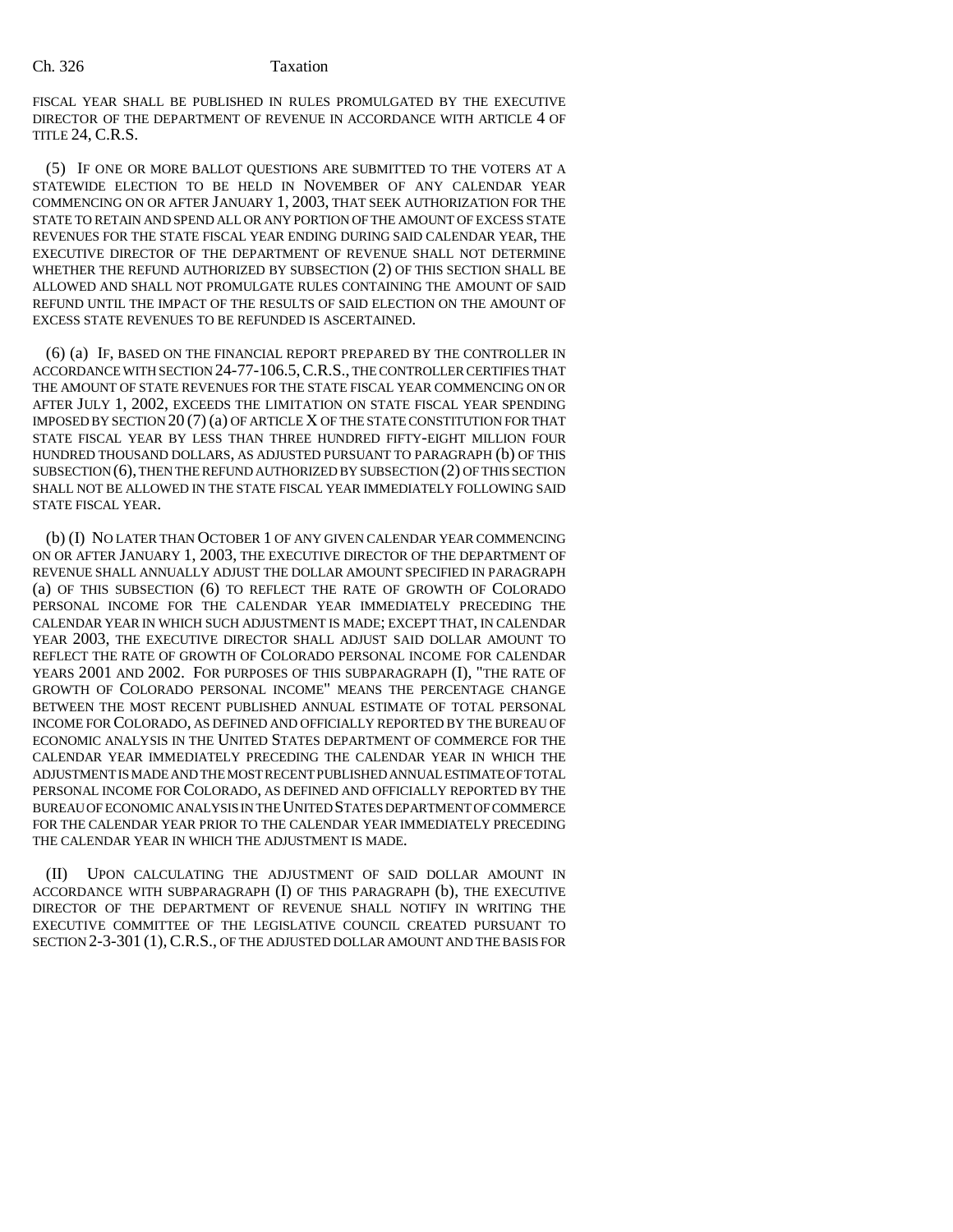FISCAL YEAR SHALL BE PUBLISHED IN RULES PROMULGATED BY THE EXECUTIVE DIRECTOR OF THE DEPARTMENT OF REVENUE IN ACCORDANCE WITH ARTICLE 4 OF TITLE 24, C.R.S.

(5) IF ONE OR MORE BALLOT QUESTIONS ARE SUBMITTED TO THE VOTERS AT A STATEWIDE ELECTION TO BE HELD IN NOVEMBER OF ANY CALENDAR YEAR COMMENCING ON OR AFTER JANUARY 1, 2003, THAT SEEK AUTHORIZATION FOR THE STATE TO RETAIN AND SPEND ALL OR ANY PORTION OF THE AMOUNT OF EXCESS STATE REVENUES FOR THE STATE FISCAL YEAR ENDING DURING SAID CALENDAR YEAR, THE EXECUTIVE DIRECTOR OF THE DEPARTMENT OF REVENUE SHALL NOT DETERMINE WHETHER THE REFUND AUTHORIZED BY SUBSECTION (2) OF THIS SECTION SHALL BE ALLOWED AND SHALL NOT PROMULGATE RULES CONTAINING THE AMOUNT OF SAID REFUND UNTIL THE IMPACT OF THE RESULTS OF SAID ELECTION ON THE AMOUNT OF EXCESS STATE REVENUES TO BE REFUNDED IS ASCERTAINED.

(6) (a) IF, BASED ON THE FINANCIAL REPORT PREPARED BY THE CONTROLLER IN ACCORDANCE WITH SECTION 24-77-106.5, C.R.S., THE CONTROLLER CERTIFIES THAT THE AMOUNT OF STATE REVENUES FOR THE STATE FISCAL YEAR COMMENCING ON OR AFTER JULY 1, 2002, EXCEEDS THE LIMITATION ON STATE FISCAL YEAR SPENDING IMPOSED BY SECTION 20 (7) (a) OF ARTICLE X OF THE STATE CONSTITUTION FOR THAT STATE FISCAL YEAR BY LESS THAN THREE HUNDRED FIFTY-EIGHT MILLION FOUR HUNDRED THOUSAND DOLLARS, AS ADJUSTED PURSUANT TO PARAGRAPH (b) OF THIS SUBSECTION (6), THEN THE REFUND AUTHORIZED BY SUBSECTION (2) OF THIS SECTION SHALL NOT BE ALLOWED IN THE STATE FISCAL YEAR IMMEDIATELY FOLLOWING SAID STATE FISCAL YEAR.

(b) (I) NO LATER THAN OCTOBER 1 OF ANY GIVEN CALENDAR YEAR COMMENCING ON OR AFTER JANUARY 1, 2003, THE EXECUTIVE DIRECTOR OF THE DEPARTMENT OF REVENUE SHALL ANNUALLY ADJUST THE DOLLAR AMOUNT SPECIFIED IN PARAGRAPH (a) OF THIS SUBSECTION (6) TO REFLECT THE RATE OF GROWTH OF COLORADO PERSONAL INCOME FOR THE CALENDAR YEAR IMMEDIATELY PRECEDING THE CALENDAR YEAR IN WHICH SUCH ADJUSTMENT IS MADE; EXCEPT THAT, IN CALENDAR YEAR 2003, THE EXECUTIVE DIRECTOR SHALL ADJUST SAID DOLLAR AMOUNT TO REFLECT THE RATE OF GROWTH OF COLORADO PERSONAL INCOME FOR CALENDAR YEARS 2001 AND 2002. FOR PURPOSES OF THIS SUBPARAGRAPH (I), "THE RATE OF GROWTH OF COLORADO PERSONAL INCOME" MEANS THE PERCENTAGE CHANGE BETWEEN THE MOST RECENT PUBLISHED ANNUAL ESTIMATE OF TOTAL PERSONAL INCOME FOR COLORADO, AS DEFINED AND OFFICIALLY REPORTED BY THE BUREAU OF ECONOMIC ANALYSIS IN THE UNITED STATES DEPARTMENT OF COMMERCE FOR THE CALENDAR YEAR IMMEDIATELY PRECEDING THE CALENDAR YEAR IN WHICH THE ADJUSTMENT IS MADE AND THE MOST RECENT PUBLISHED ANNUAL ESTIMATE OF TOTAL PERSONAL INCOME FOR COLORADO, AS DEFINED AND OFFICIALLY REPORTED BY THE BUREAU OF ECONOMIC ANALYSIS IN THE UNITED STATES DEPARTMENT OF COMMERCE FOR THE CALENDAR YEAR PRIOR TO THE CALENDAR YEAR IMMEDIATELY PRECEDING THE CALENDAR YEAR IN WHICH THE ADJUSTMENT IS MADE.

(II) UPON CALCULATING THE ADJUSTMENT OF SAID DOLLAR AMOUNT IN ACCORDANCE WITH SUBPARAGRAPH (I) OF THIS PARAGRAPH (b), THE EXECUTIVE DIRECTOR OF THE DEPARTMENT OF REVENUE SHALL NOTIFY IN WRITING THE EXECUTIVE COMMITTEE OF THE LEGISLATIVE COUNCIL CREATED PURSUANT TO SECTION 2-3-301 (1), C.R.S., OF THE ADJUSTED DOLLAR AMOUNT AND THE BASIS FOR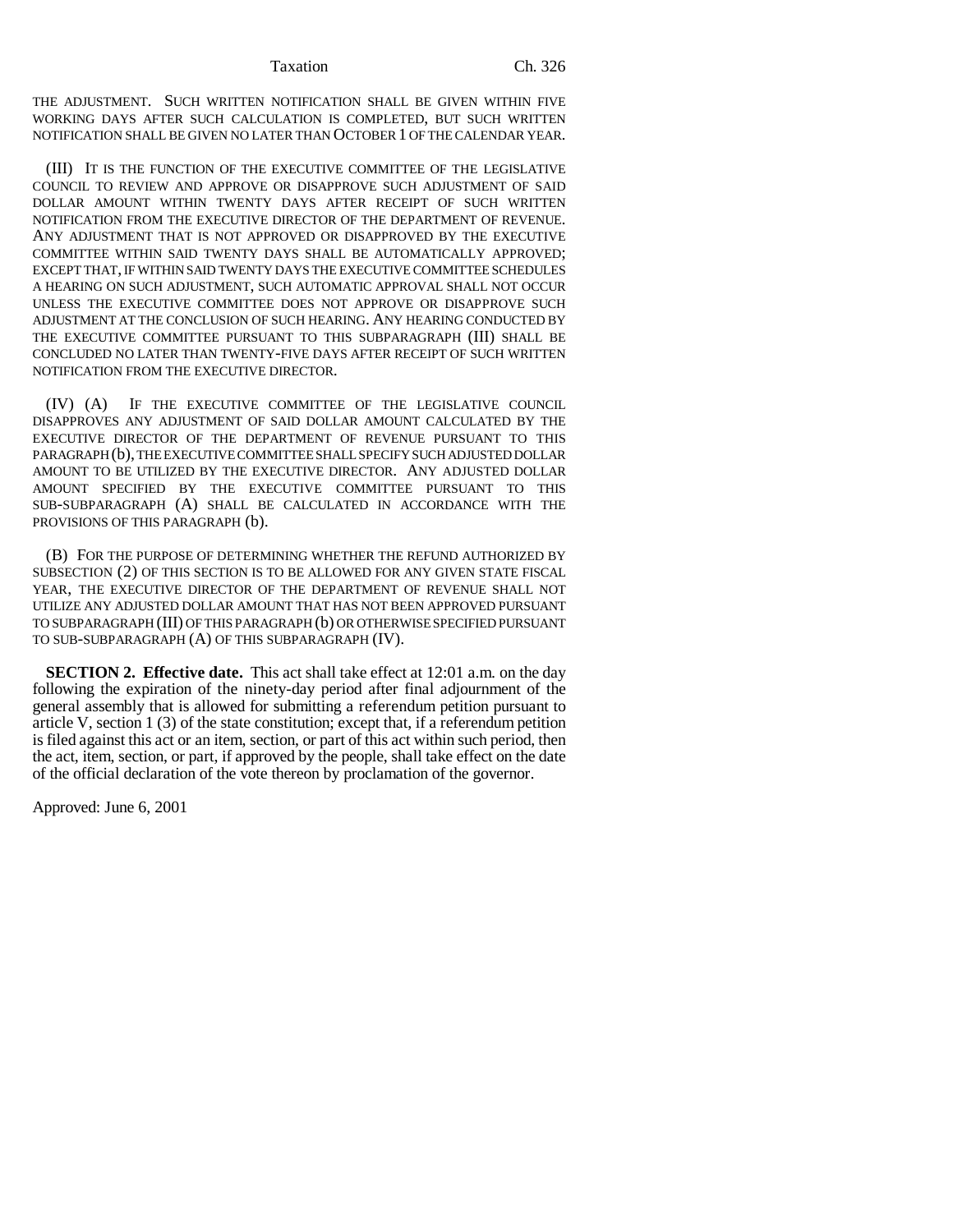THE ADJUSTMENT. SUCH WRITTEN NOTIFICATION SHALL BE GIVEN WITHIN FIVE WORKING DAYS AFTER SUCH CALCULATION IS COMPLETED, BUT SUCH WRITTEN NOTIFICATION SHALL BE GIVEN NO LATER THAN OCTOBER 1 OF THE CALENDAR YEAR.

(III) IT IS THE FUNCTION OF THE EXECUTIVE COMMITTEE OF THE LEGISLATIVE COUNCIL TO REVIEW AND APPROVE OR DISAPPROVE SUCH ADJUSTMENT OF SAID DOLLAR AMOUNT WITHIN TWENTY DAYS AFTER RECEIPT OF SUCH WRITTEN NOTIFICATION FROM THE EXECUTIVE DIRECTOR OF THE DEPARTMENT OF REVENUE. ANY ADJUSTMENT THAT IS NOT APPROVED OR DISAPPROVED BY THE EXECUTIVE COMMITTEE WITHIN SAID TWENTY DAYS SHALL BE AUTOMATICALLY APPROVED; EXCEPT THAT, IF WITHIN SAID TWENTY DAYS THE EXECUTIVE COMMITTEE SCHEDULES A HEARING ON SUCH ADJUSTMENT, SUCH AUTOMATIC APPROVAL SHALL NOT OCCUR UNLESS THE EXECUTIVE COMMITTEE DOES NOT APPROVE OR DISAPPROVE SUCH ADJUSTMENT AT THE CONCLUSION OF SUCH HEARING. ANY HEARING CONDUCTED BY THE EXECUTIVE COMMITTEE PURSUANT TO THIS SUBPARAGRAPH (III) SHALL BE CONCLUDED NO LATER THAN TWENTY-FIVE DAYS AFTER RECEIPT OF SUCH WRITTEN NOTIFICATION FROM THE EXECUTIVE DIRECTOR.

(IV) (A) IF THE EXECUTIVE COMMITTEE OF THE LEGISLATIVE COUNCIL DISAPPROVES ANY ADJUSTMENT OF SAID DOLLAR AMOUNT CALCULATED BY THE EXECUTIVE DIRECTOR OF THE DEPARTMENT OF REVENUE PURSUANT TO THIS PARAGRAPH (b), THE EXECUTIVE COMMITTEE SHALL SPECIFY SUCH ADJUSTED DOLLAR AMOUNT TO BE UTILIZED BY THE EXECUTIVE DIRECTOR. ANY ADJUSTED DOLLAR AMOUNT SPECIFIED BY THE EXECUTIVE COMMITTEE PURSUANT TO THIS SUB-SUBPARAGRAPH (A) SHALL BE CALCULATED IN ACCORDANCE WITH THE PROVISIONS OF THIS PARAGRAPH (b).

(B) FOR THE PURPOSE OF DETERMINING WHETHER THE REFUND AUTHORIZED BY SUBSECTION (2) OF THIS SECTION IS TO BE ALLOWED FOR ANY GIVEN STATE FISCAL YEAR, THE EXECUTIVE DIRECTOR OF THE DEPARTMENT OF REVENUE SHALL NOT UTILIZE ANY ADJUSTED DOLLAR AMOUNT THAT HAS NOT BEEN APPROVED PURSUANT TO SUBPARAGRAPH (III) OF THIS PARAGRAPH (b) OR OTHERWISE SPECIFIED PURSUANT TO SUB-SUBPARAGRAPH (A) OF THIS SUBPARAGRAPH (IV).

**SECTION 2. Effective date.** This act shall take effect at 12:01 a.m. on the day following the expiration of the ninety-day period after final adjournment of the general assembly that is allowed for submitting a referendum petition pursuant to article V, section 1 (3) of the state constitution; except that, if a referendum petition is filed against this act or an item, section, or part of this act within such period, then the act, item, section, or part, if approved by the people, shall take effect on the date of the official declaration of the vote thereon by proclamation of the governor.

Approved: June 6, 2001